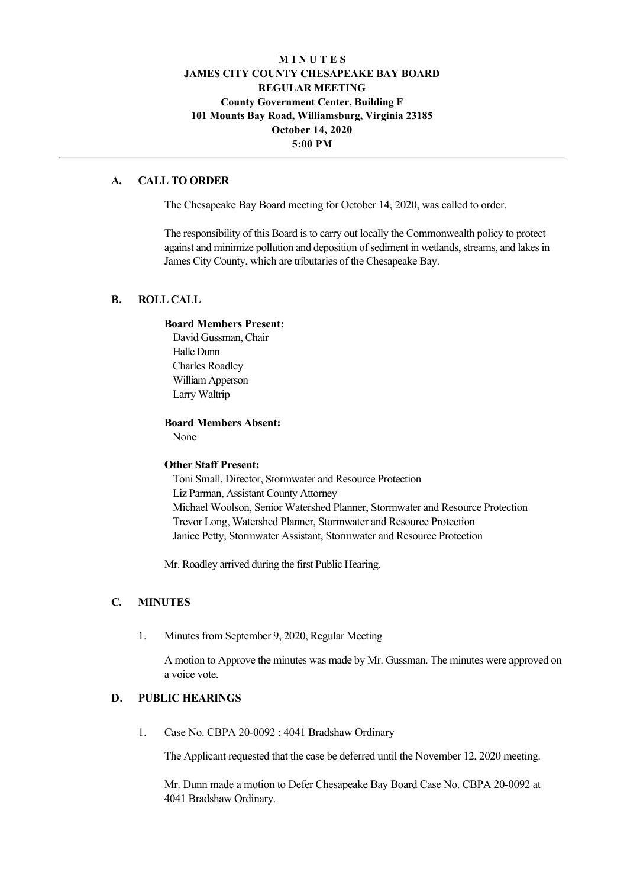# MINUTES
# JAMES CITY COUNTY CHESAPEAKE BAY BOARD
# REGULAR MEETING
**County Government Center, Building F**
**101 Mounts Bay Road, Williamsburg, Virginia 23185**
**October 14, 2020**
**5:00 PM**

---

## A. CALL TO ORDER

The Chesapeake Bay Board meeting for October 14, 2020, was called to order.

The responsibility of this Board is to carry out locally the Commonwealth policy to protect against and minimize pollution and deposition of sediment in wetlands, streams, and lakes in James City County, which are tributaries of the Chesapeake Bay.

## B. ROLL CALL

**Board Members Present:**

David Gussman, Chair
Halle Dunn
Charles Roadley
William Apperson
Larry Waltrip

**Board Members Absent:**

None

**Other Staff Present:**

Toni Small, Director, Stormwater and Resource Protection
Liz Parman, Assistant County Attorney
Michael Woolson, Senior Watershed Planner, Stormwater and Resource Protection
Trevor Long, Watershed Planner, Stormwater and Resource Protection
Janice Petty, Stormwater Assistant, Stormwater and Resource Protection

Mr. Roadley arrived during the first Public Hearing.

## C. MINUTES

1. Minutes from September 9, 2020, Regular Meeting

   A motion to Approve the minutes was made by Mr. Gussman. The minutes were approved on a voice vote.

## D. PUBLIC HEARINGS

1. Case No. CBPA 20-0092 : 4041 Bradshaw Ordinary

   The Applicant requested that the case be deferred until the November 12, 2020 meeting.

   Mr. Dunn made a motion to Defer Chesapeake Bay Board Case No. CBPA 20-0092 at 4041 Bradshaw Ordinary.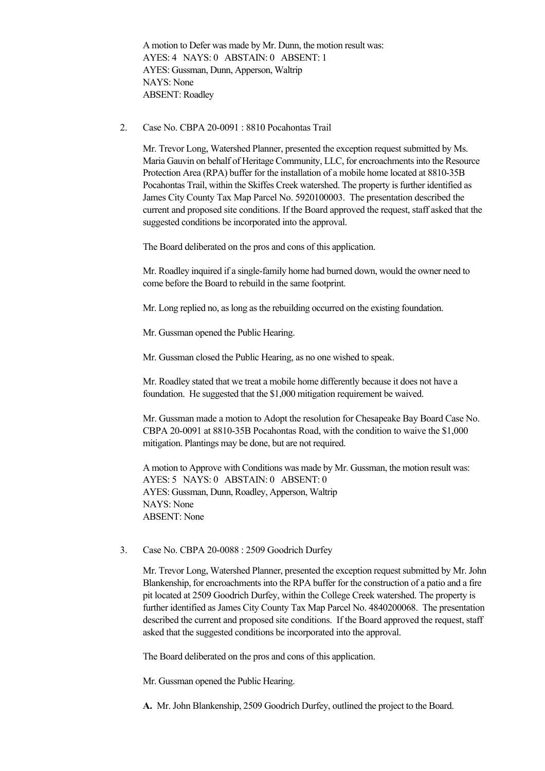A motion to Defer was made by Mr. Dunn, the motion result was:
AYES: 4 NAYS: 0 ABSTAIN: 0 ABSENT: 1
AYES: Gussman, Dunn, Apperson, Waltrip
NAYS: None
ABSENT: Roadley

2. Case No. CBPA 20-0091 : 8810 Pocahontas Trail

   Mr. Trevor Long, Watershed Planner, presented the exception request submitted by Ms. Maria Gauvin on behalf of Heritage Community, LLC, for encroachments into the Resource Protection Area (RPA) buffer for the installation of a mobile home located at 8810-35B Pocahontas Trail, within the Skiffes Creek watershed. The property is further identified as James City County Tax Map Parcel No. 5920100003. The presentation described the current and proposed site conditions. If the Board approved the request, staff asked that the suggested conditions be incorporated into the approval.

   The Board deliberated on the pros and cons of this application.

   Mr. Roadley inquired if a single-family home had burned down, would the owner need to come before the Board to rebuild in the same footprint.

   Mr. Long replied no, as long as the rebuilding occurred on the existing foundation.

   Mr. Gussman opened the Public Hearing.

   Mr. Gussman closed the Public Hearing, as no one wished to speak.

   Mr. Roadley stated that we treat a mobile home differently because it does not have a foundation. He suggested that the $1,000 mitigation requirement be waived.

   Mr. Gussman made a motion to Adopt the resolution for Chesapeake Bay Board Case No. CBPA 20-0091 at 8810-35B Pocahontas Road, with the condition to waive the $1,000 mitigation. Plantings may be done, but are not required.

   A motion to Approve with Conditions was made by Mr. Gussman, the motion result was:
   AYES: 5 NAYS: 0 ABSTAIN: 0 ABSENT: 0
   AYES: Gussman, Dunn, Roadley, Apperson, Waltrip
   NAYS: None
   ABSENT: None

3. Case No. CBPA 20-0088 : 2509 Goodrich Durfey

   Mr. Trevor Long, Watershed Planner, presented the exception request submitted by Mr. John Blankenship, for encroachments into the RPA buffer for the construction of a patio and a fire pit located at 2509 Goodrich Durfey, within the College Creek watershed. The property is further identified as James City County Tax Map Parcel No. 4840200068. The presentation described the current and proposed site conditions. If the Board approved the request, staff asked that the suggested conditions be incorporated into the approval.

   The Board deliberated on the pros and cons of this application.

   Mr. Gussman opened the Public Hearing.

   **A.** Mr. John Blankenship, 2509 Goodrich Durfey, outlined the project to the Board.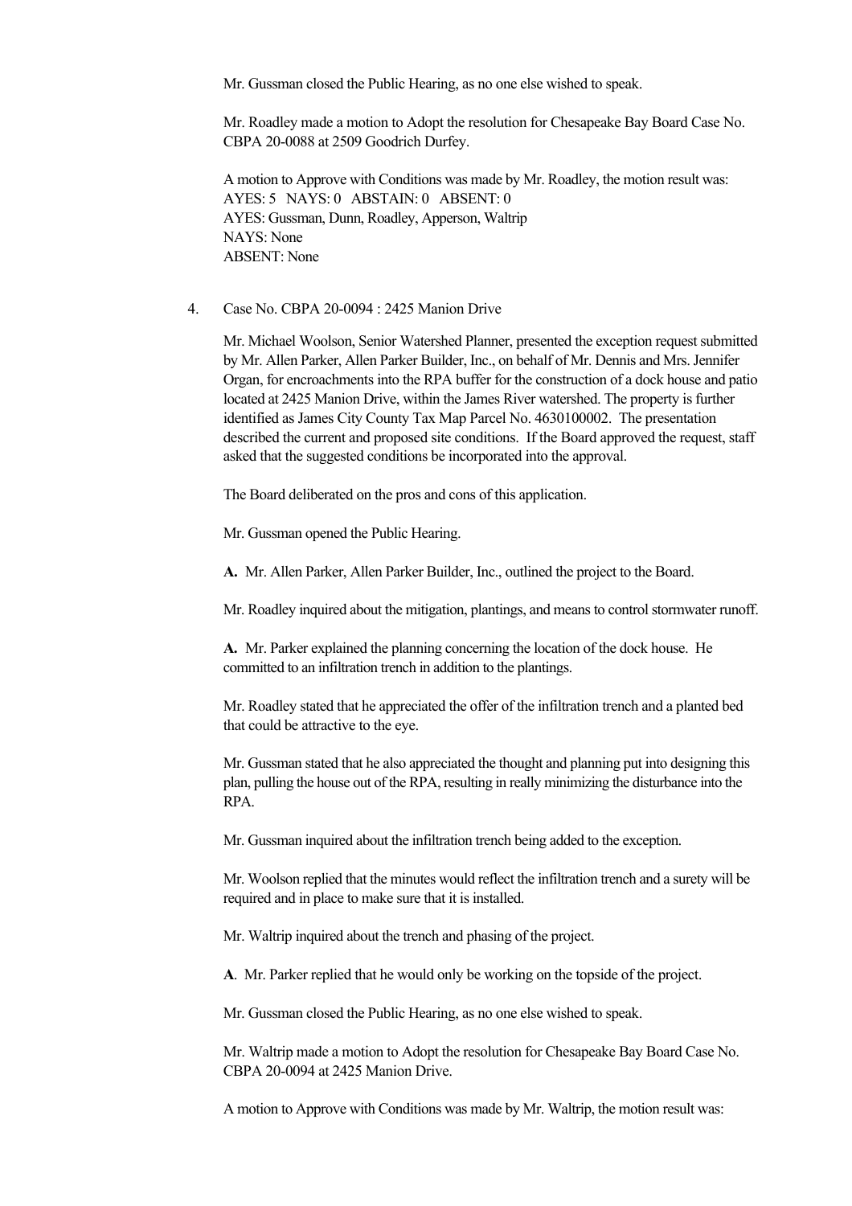Mr. Gussman closed the Public Hearing, as no one else wished to speak.

Mr. Roadley made a motion to Adopt the resolution for Chesapeake Bay Board Case No. CBPA 20-0088 at 2509 Goodrich Durfey.

A motion to Approve with Conditions was made by Mr. Roadley, the motion result was:
AYES: 5 NAYS: 0 ABSTAIN: 0 ABSENT: 0
AYES: Gussman, Dunn, Roadley, Apperson, Waltrip
NAYS: None
ABSENT: None

4. Case No. CBPA 20-0094 : 2425 Manion Drive

Mr. Michael Woolson, Senior Watershed Planner, presented the exception request submitted by Mr. Allen Parker, Allen Parker Builder, Inc., on behalf of Mr. Dennis and Mrs. Jennifer Organ, for encroachments into the RPA buffer for the construction of a dock house and patio located at 2425 Manion Drive, within the James River watershed. The property is further identified as James City County Tax Map Parcel No. 4630100002. The presentation described the current and proposed site conditions. If the Board approved the request, staff asked that the suggested conditions be incorporated into the approval.

The Board deliberated on the pros and cons of this application.

Mr. Gussman opened the Public Hearing.

**A.** Mr. Allen Parker, Allen Parker Builder, Inc., outlined the project to the Board.

Mr. Roadley inquired about the mitigation, plantings, and means to control stormwater runoff.

**A.** Mr. Parker explained the planning concerning the location of the dock house. He committed to an infiltration trench in addition to the plantings.

Mr. Roadley stated that he appreciated the offer of the infiltration trench and a planted bed that could be attractive to the eye.

Mr. Gussman stated that he also appreciated the thought and planning put into designing this plan, pulling the house out of the RPA, resulting in really minimizing the disturbance into the RPA.

Mr. Gussman inquired about the infiltration trench being added to the exception.

Mr. Woolson replied that the minutes would reflect the infiltration trench and a surety will be required and in place to make sure that it is installed.

Mr. Waltrip inquired about the trench and phasing of the project.

**A**. Mr. Parker replied that he would only be working on the topside of the project.

Mr. Gussman closed the Public Hearing, as no one else wished to speak.

Mr. Waltrip made a motion to Adopt the resolution for Chesapeake Bay Board Case No. CBPA 20-0094 at 2425 Manion Drive.

A motion to Approve with Conditions was made by Mr. Waltrip, the motion result was: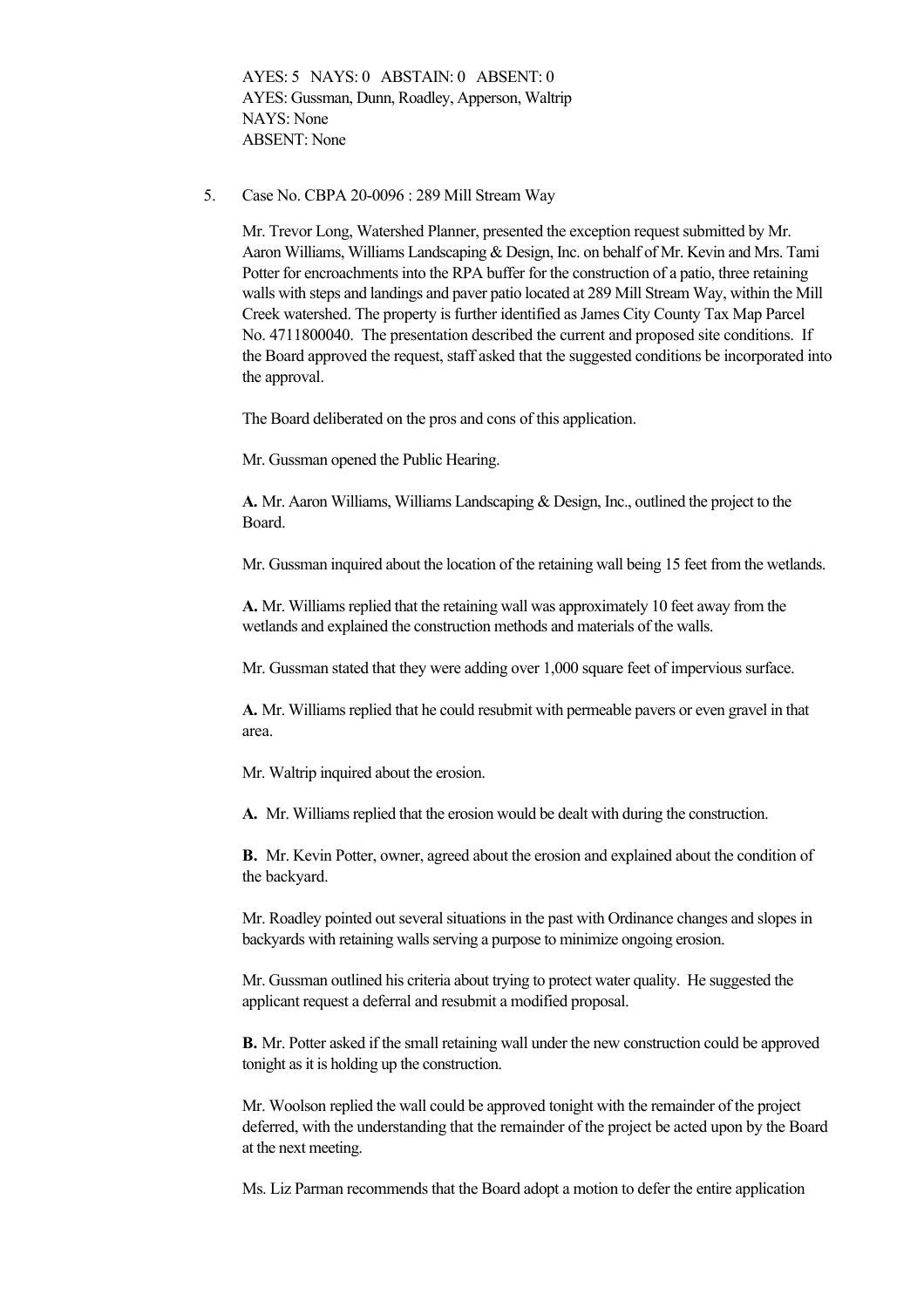AYES: 5 NAYS: 0 ABSTAIN: 0 ABSENT: 0
AYES: Gussman, Dunn, Roadley, Apperson, Waltrip
NAYS: None
ABSENT: None

5. Case No. CBPA 20-0096 : 289 Mill Stream Way

   Mr. Trevor Long, Watershed Planner, presented the exception request submitted by Mr. Aaron Williams, Williams Landscaping & Design, Inc. on behalf of Mr. Kevin and Mrs. Tami Potter for encroachments into the RPA buffer for the construction of a patio, three retaining walls with steps and landings and paver patio located at 289 Mill Stream Way, within the Mill Creek watershed. The property is further identified as James City County Tax Map Parcel No. 4711800040. The presentation described the current and proposed site conditions. If the Board approved the request, staff asked that the suggested conditions be incorporated into the approval.

   The Board deliberated on the pros and cons of this application.

   Mr. Gussman opened the Public Hearing.

   **A.** Mr. Aaron Williams, Williams Landscaping & Design, Inc., outlined the project to the Board.

   Mr. Gussman inquired about the location of the retaining wall being 15 feet from the wetlands.

   **A.** Mr. Williams replied that the retaining wall was approximately 10 feet away from the wetlands and explained the construction methods and materials of the walls.

   Mr. Gussman stated that they were adding over 1,000 square feet of impervious surface.

   **A.** Mr. Williams replied that he could resubmit with permeable pavers or even gravel in that area.

   Mr. Waltrip inquired about the erosion.

   **A.** Mr. Williams replied that the erosion would be dealt with during the construction.

   **B.** Mr. Kevin Potter, owner, agreed about the erosion and explained about the condition of the backyard.

   Mr. Roadley pointed out several situations in the past with Ordinance changes and slopes in backyards with retaining walls serving a purpose to minimize ongoing erosion.

   Mr. Gussman outlined his criteria about trying to protect water quality. He suggested the applicant request a deferral and resubmit a modified proposal.

   **B.** Mr. Potter asked if the small retaining wall under the new construction could be approved tonight as it is holding up the construction.

   Mr. Woolson replied the wall could be approved tonight with the remainder of the project deferred, with the understanding that the remainder of the project be acted upon by the Board at the next meeting.

   Ms. Liz Parman recommends that the Board adopt a motion to defer the entire application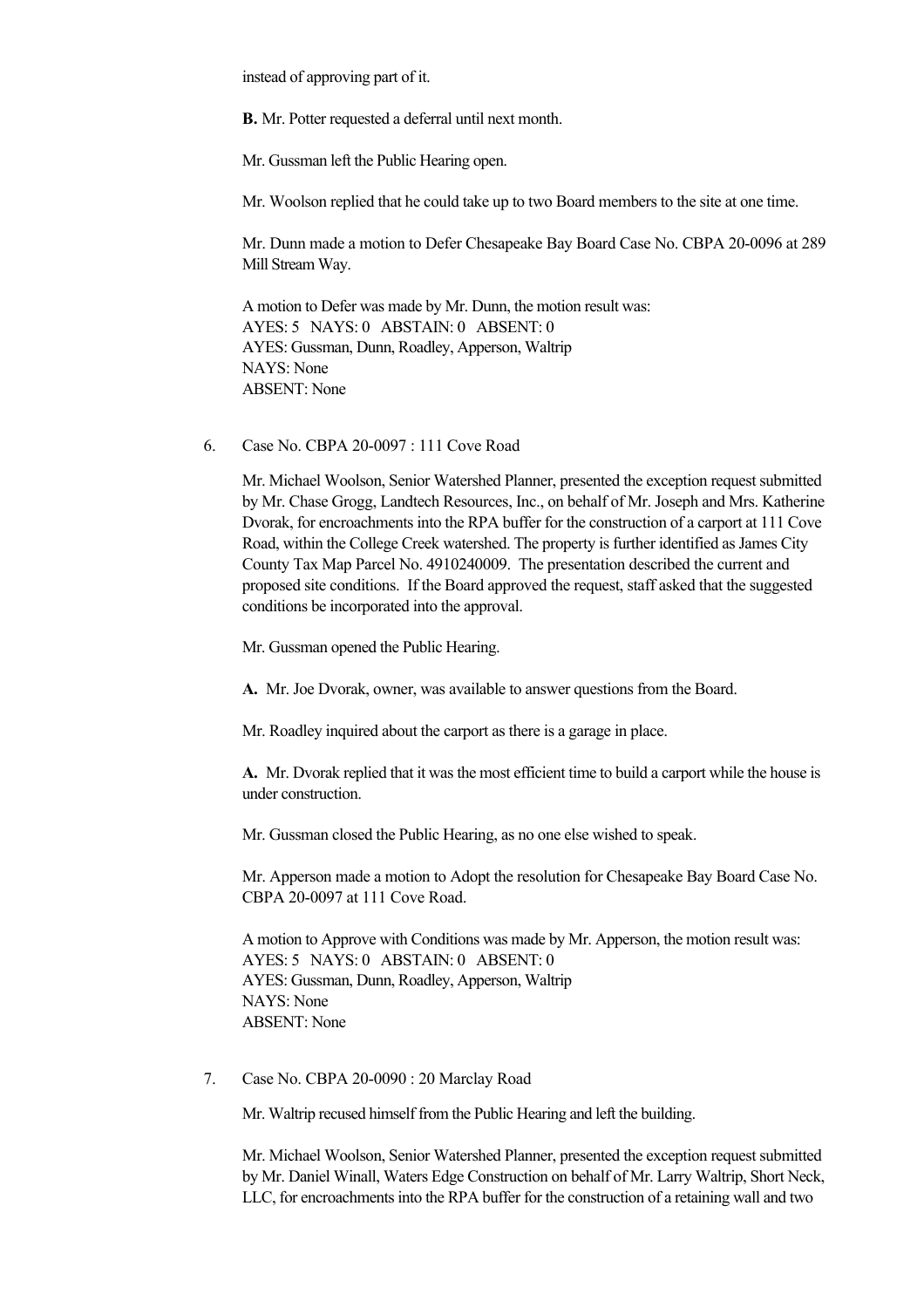instead of approving part of it.

**B.** Mr. Potter requested a deferral until next month.

Mr. Gussman left the Public Hearing open.

Mr. Woolson replied that he could take up to two Board members to the site at one time.

Mr. Dunn made a motion to Defer Chesapeake Bay Board Case No. CBPA 20-0096 at 289 Mill Stream Way.

A motion to Defer was made by Mr. Dunn, the motion result was:
AYES: 5 NAYS: 0 ABSTAIN: 0 ABSENT: 0
AYES: Gussman, Dunn, Roadley, Apperson, Waltrip
NAYS: None
ABSENT: None

6. Case No. CBPA 20-0097 : 111 Cove Road

Mr. Michael Woolson, Senior Watershed Planner, presented the exception request submitted by Mr. Chase Grogg, Landtech Resources, Inc., on behalf of Mr. Joseph and Mrs. Katherine Dvorak, for encroachments into the RPA buffer for the construction of a carport at 111 Cove Road, within the College Creek watershed. The property is further identified as James City County Tax Map Parcel No. 4910240009. The presentation described the current and proposed site conditions. If the Board approved the request, staff asked that the suggested conditions be incorporated into the approval.

Mr. Gussman opened the Public Hearing.

**A.** Mr. Joe Dvorak, owner, was available to answer questions from the Board.

Mr. Roadley inquired about the carport as there is a garage in place.

**A.** Mr. Dvorak replied that it was the most efficient time to build a carport while the house is under construction.

Mr. Gussman closed the Public Hearing, as no one else wished to speak.

Mr. Apperson made a motion to Adopt the resolution for Chesapeake Bay Board Case No. CBPA 20-0097 at 111 Cove Road.

A motion to Approve with Conditions was made by Mr. Apperson, the motion result was:
AYES: 5 NAYS: 0 ABSTAIN: 0 ABSENT: 0
AYES: Gussman, Dunn, Roadley, Apperson, Waltrip
NAYS: None
ABSENT: None

7. Case No. CBPA 20-0090 : 20 Marclay Road

Mr. Waltrip recused himself from the Public Hearing and left the building.

Mr. Michael Woolson, Senior Watershed Planner, presented the exception request submitted by Mr. Daniel Winall, Waters Edge Construction on behalf of Mr. Larry Waltrip, Short Neck, LLC, for encroachments into the RPA buffer for the construction of a retaining wall and two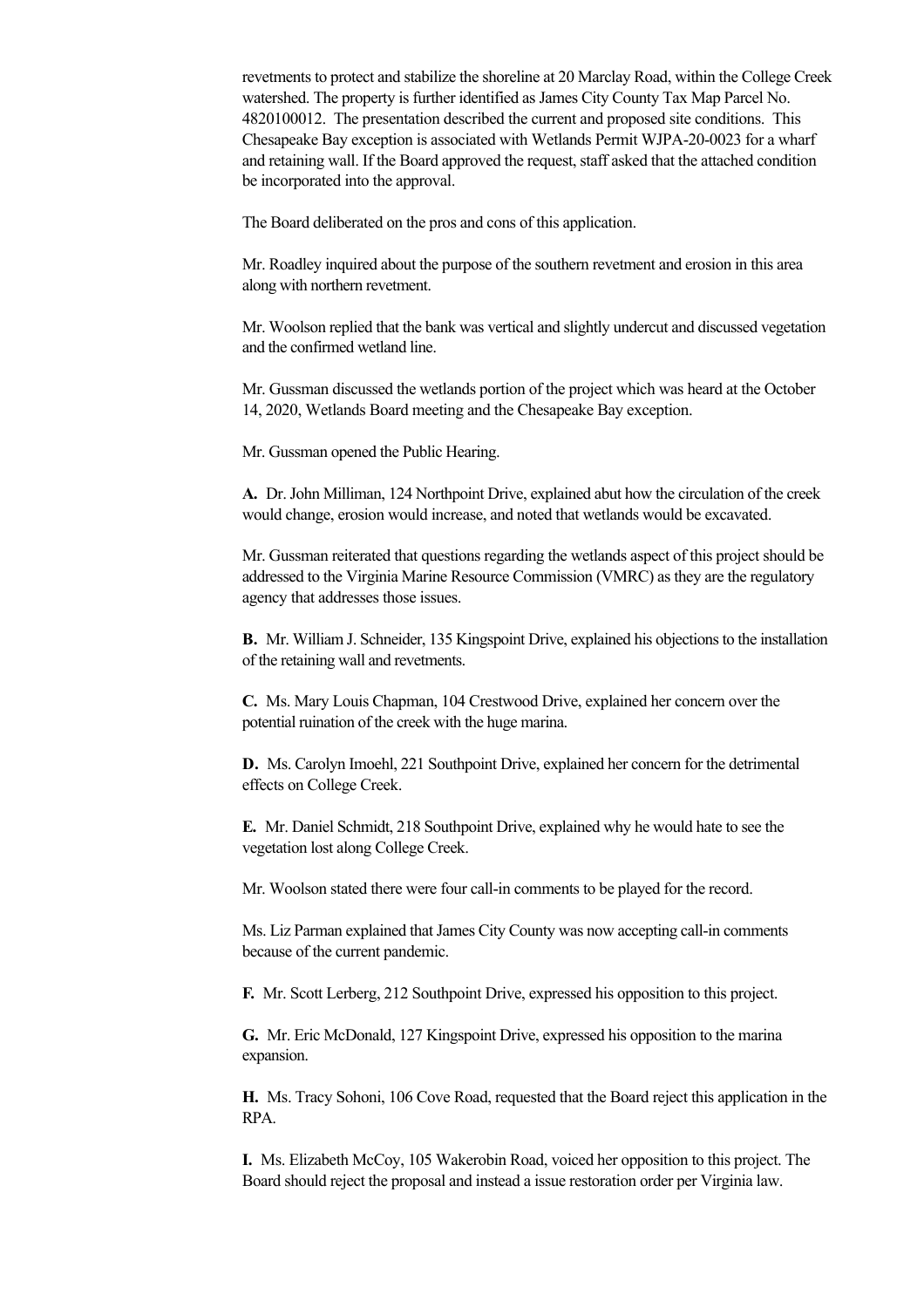revetments to protect and stabilize the shoreline at 20 Marclay Road, within the College Creek watershed. The property is further identified as James City County Tax Map Parcel No. 4820100012. The presentation described the current and proposed site conditions. This Chesapeake Bay exception is associated with Wetlands Permit WJPA-20-0023 for a wharf and retaining wall. If the Board approved the request, staff asked that the attached condition be incorporated into the approval.

The Board deliberated on the pros and cons of this application.

Mr. Roadley inquired about the purpose of the southern revetment and erosion in this area along with northern revetment.

Mr. Woolson replied that the bank was vertical and slightly undercut and discussed vegetation and the confirmed wetland line.

Mr. Gussman discussed the wetlands portion of the project which was heard at the October 14, 2020, Wetlands Board meeting and the Chesapeake Bay exception.

Mr. Gussman opened the Public Hearing.

**A.** Dr. John Milliman, 124 Northpoint Drive, explained abut how the circulation of the creek would change, erosion would increase, and noted that wetlands would be excavated.

Mr. Gussman reiterated that questions regarding the wetlands aspect of this project should be addressed to the Virginia Marine Resource Commission (VMRC) as they are the regulatory agency that addresses those issues.

**B.** Mr. William J. Schneider, 135 Kingspoint Drive, explained his objections to the installation of the retaining wall and revetments.

**C.** Ms. Mary Louis Chapman, 104 Crestwood Drive, explained her concern over the potential ruination of the creek with the huge marina.

**D.** Ms. Carolyn Imoehl, 221 Southpoint Drive, explained her concern for the detrimental effects on College Creek.

**E.** Mr. Daniel Schmidt, 218 Southpoint Drive, explained why he would hate to see the vegetation lost along College Creek.

Mr. Woolson stated there were four call-in comments to be played for the record.

Ms. Liz Parman explained that James City County was now accepting call-in comments because of the current pandemic.

**F.** Mr. Scott Lerberg, 212 Southpoint Drive, expressed his opposition to this project.

**G.** Mr. Eric McDonald, 127 Kingspoint Drive, expressed his opposition to the marina expansion.

**H.** Ms. Tracy Sohoni, 106 Cove Road, requested that the Board reject this application in the RPA.

**I.** Ms. Elizabeth McCoy, 105 Wakerobin Road, voiced her opposition to this project. The Board should reject the proposal and instead a issue restoration order per Virginia law.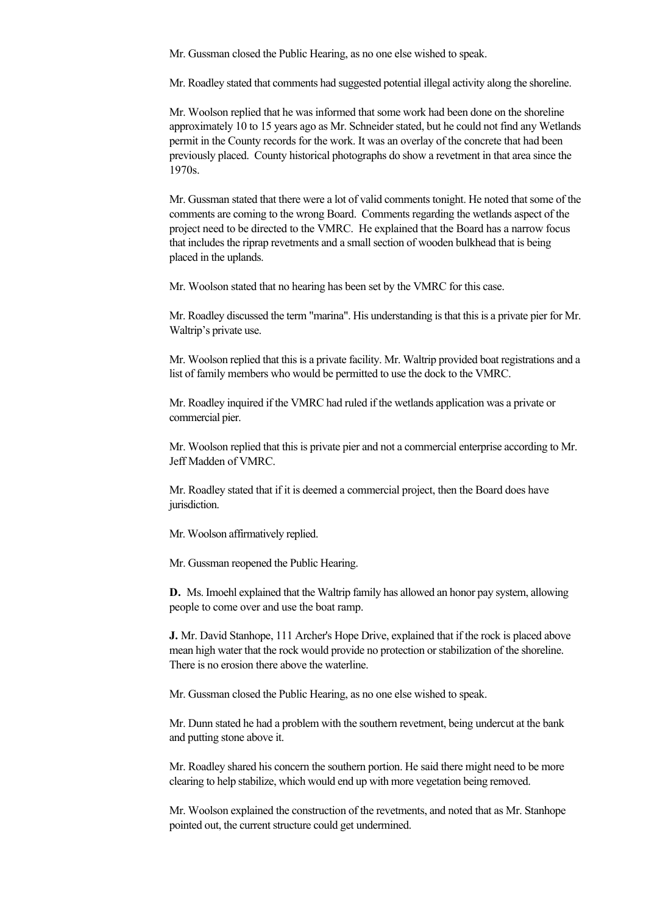Mr. Gussman closed the Public Hearing, as no one else wished to speak.

Mr. Roadley stated that comments had suggested potential illegal activity along the shoreline.

Mr. Woolson replied that he was informed that some work had been done on the shoreline approximately 10 to 15 years ago as Mr. Schneider stated, but he could not find any Wetlands permit in the County records for the work. It was an overlay of the concrete that had been previously placed. County historical photographs do show a revetment in that area since the 1970s.

Mr. Gussman stated that there were a lot of valid comments tonight. He noted that some of the comments are coming to the wrong Board. Comments regarding the wetlands aspect of the project need to be directed to the VMRC. He explained that the Board has a narrow focus that includes the riprap revetments and a small section of wooden bulkhead that is being placed in the uplands.

Mr. Woolson stated that no hearing has been set by the VMRC for this case.

Mr. Roadley discussed the term "marina". His understanding is that this is a private pier for Mr. Waltrip's private use.

Mr. Woolson replied that this is a private facility. Mr. Waltrip provided boat registrations and a list of family members who would be permitted to use the dock to the VMRC.

Mr. Roadley inquired if the VMRC had ruled if the wetlands application was a private or commercial pier.

Mr. Woolson replied that this is private pier and not a commercial enterprise according to Mr. Jeff Madden of VMRC.

Mr. Roadley stated that if it is deemed a commercial project, then the Board does have jurisdiction.

Mr. Woolson affirmatively replied.

Mr. Gussman reopened the Public Hearing.

**D.** Ms. Imoehl explained that the Waltrip family has allowed an honor pay system, allowing people to come over and use the boat ramp.

**J.** Mr. David Stanhope, 111 Archer's Hope Drive, explained that if the rock is placed above mean high water that the rock would provide no protection or stabilization of the shoreline. There is no erosion there above the waterline.

Mr. Gussman closed the Public Hearing, as no one else wished to speak.

Mr. Dunn stated he had a problem with the southern revetment, being undercut at the bank and putting stone above it.

Mr. Roadley shared his concern the southern portion. He said there might need to be more clearing to help stabilize, which would end up with more vegetation being removed.

Mr. Woolson explained the construction of the revetments, and noted that as Mr. Stanhope pointed out, the current structure could get undermined.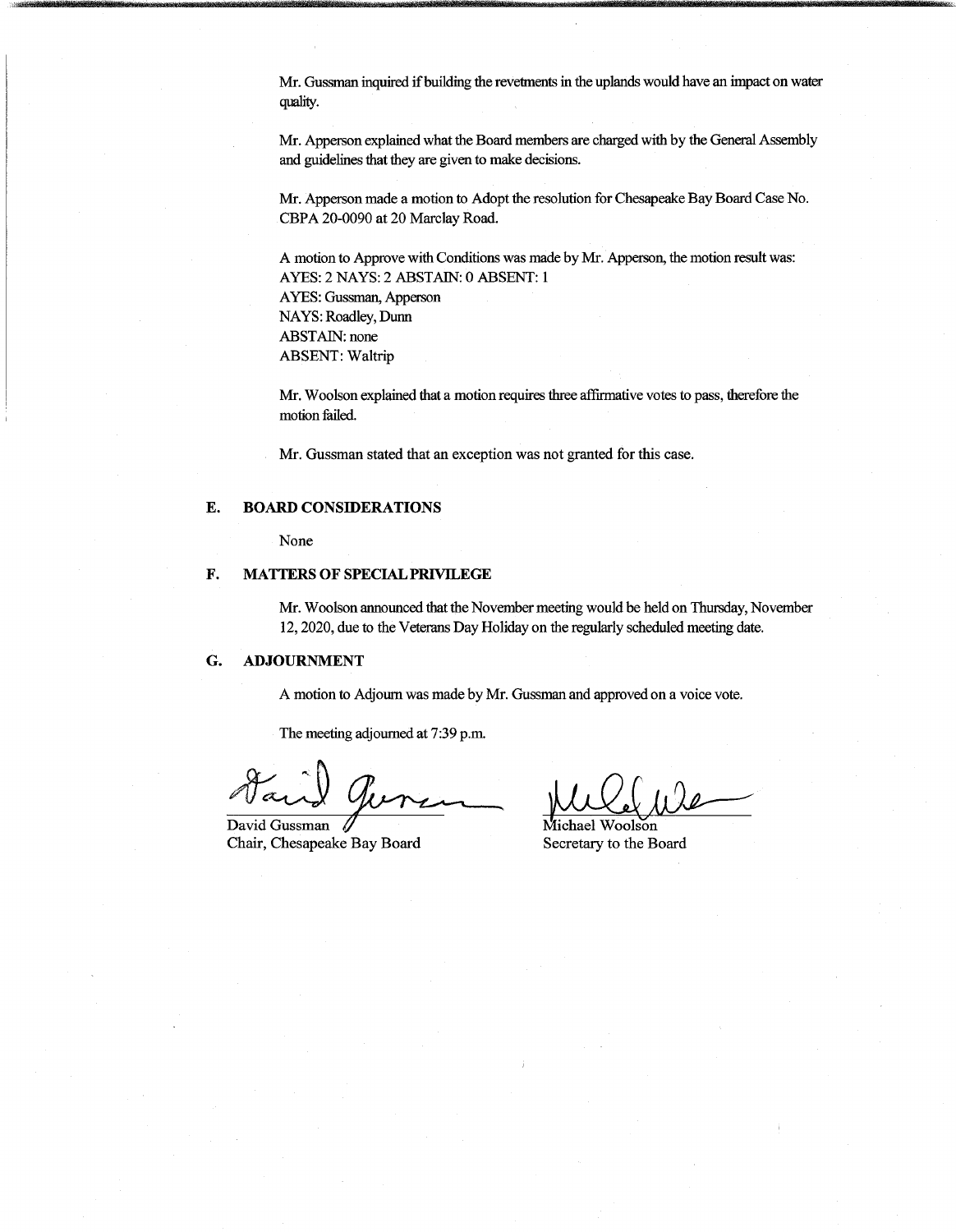Mr. Gussman inquired if building the revetments in the uplands would have an impact on water quality.

Mr. Apperson explained what the Board members are charged with by the General Assembly and guidelines that they are given to make decisions.

Mr. Apperson made a motion to Adopt the resolution for Chesapeake Bay Board Case No. CBPA 20-0090 at 20 Marclay Road.

A motion to Approve with Conditions was made by Mr. Apperson, the motion result was:
AYES: 2 NAYS: 2 ABSTAIN: 0 ABSENT: 1
AYES: Gussman, Apperson
NAYS: Roadley, Dunn
ABSTAIN: none
ABSENT: Waltrip

Mr. Woolson explained that a motion requires three affirmative votes to pass, therefore the motion failed.

Mr. Gussman stated that an exception was not granted for this case.

## E. BOARD CONSIDERATIONS

None

## F. MATTERS OF SPECIAL PRIVILEGE

Mr. Woolson announced that the November meeting would be held on Thursday, November 12, 2020, due to the Veterans Day Holiday on the regularly scheduled meeting date.

## G. ADJOURNMENT

A motion to Adjourn was made by Mr. Gussman and approved on a voice vote.

The meeting adjourned at 7:39 p.m.

David Gussman
Chair, Chesapeake Bay Board

Michael Woolson
Secretary to the Board